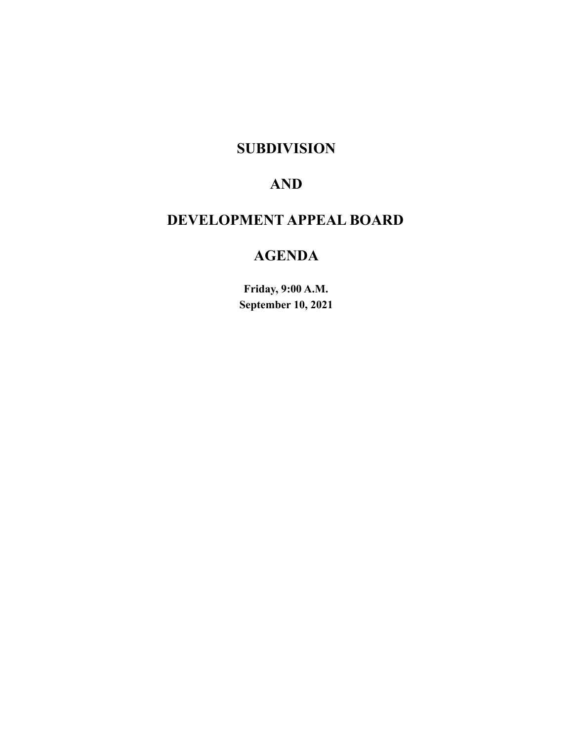# SUBDIVISION

# AND

# DEVELOPMENT APPEAL BOARD

# AGENDA

**Friday, 9:00 A.M.**
**September 10, 2021**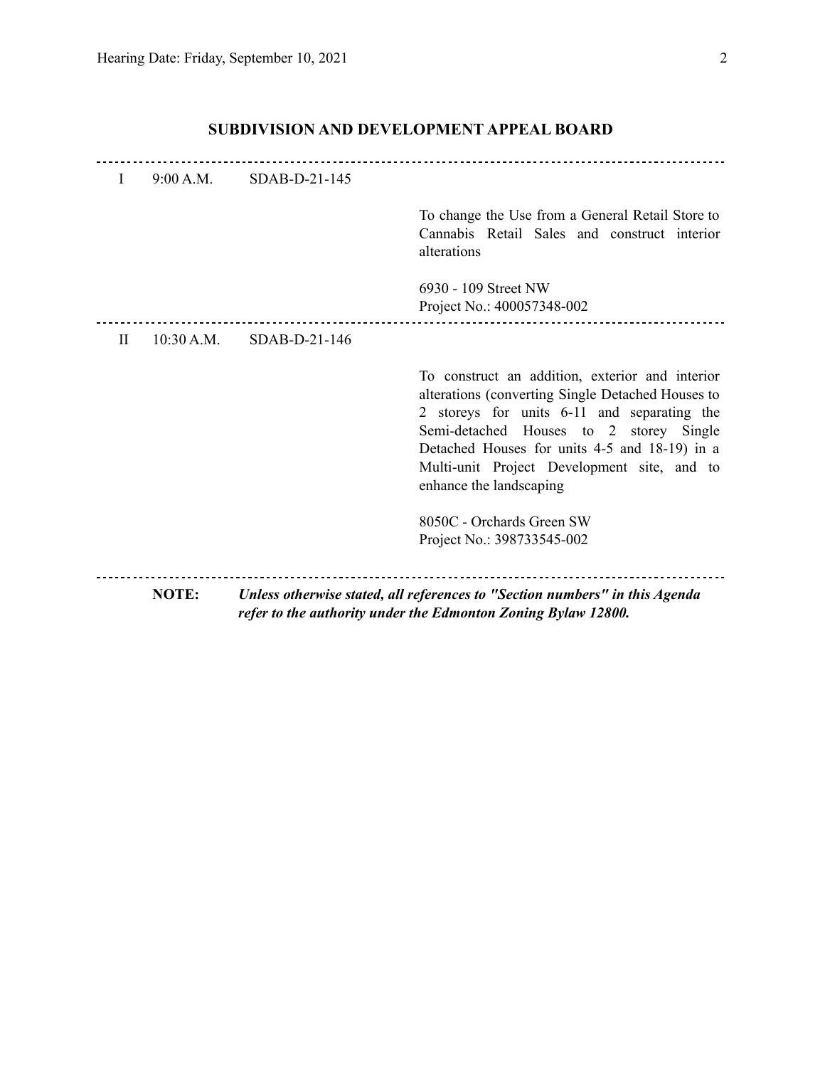## SUBDIVISION AND DEVELOPMENT APPEAL BOARD

---

I 9:00 A.M. SDAB-D-21-145

To change the Use from a General Retail Store to Cannabis Retail Sales and construct interior alterations

6930 - 109 Street NW
Project No.: 400057348-002

---

II 10:30 A.M. SDAB-D-21-146

To construct an addition, exterior and interior alterations (converting Single Detached Houses to 2 storeys for units 6-11 and separating the Semi-detached Houses to 2 storey Single Detached Houses for units 4-5 and 18-19) in a Multi-unit Project Development site, and to enhance the landscaping

8050C - Orchards Green SW
Project No.: 398733545-002

---

**NOTE:** ***Unless otherwise stated, all references to "Section numbers" in this Agenda refer to the authority under the Edmonton Zoning Bylaw 12800.***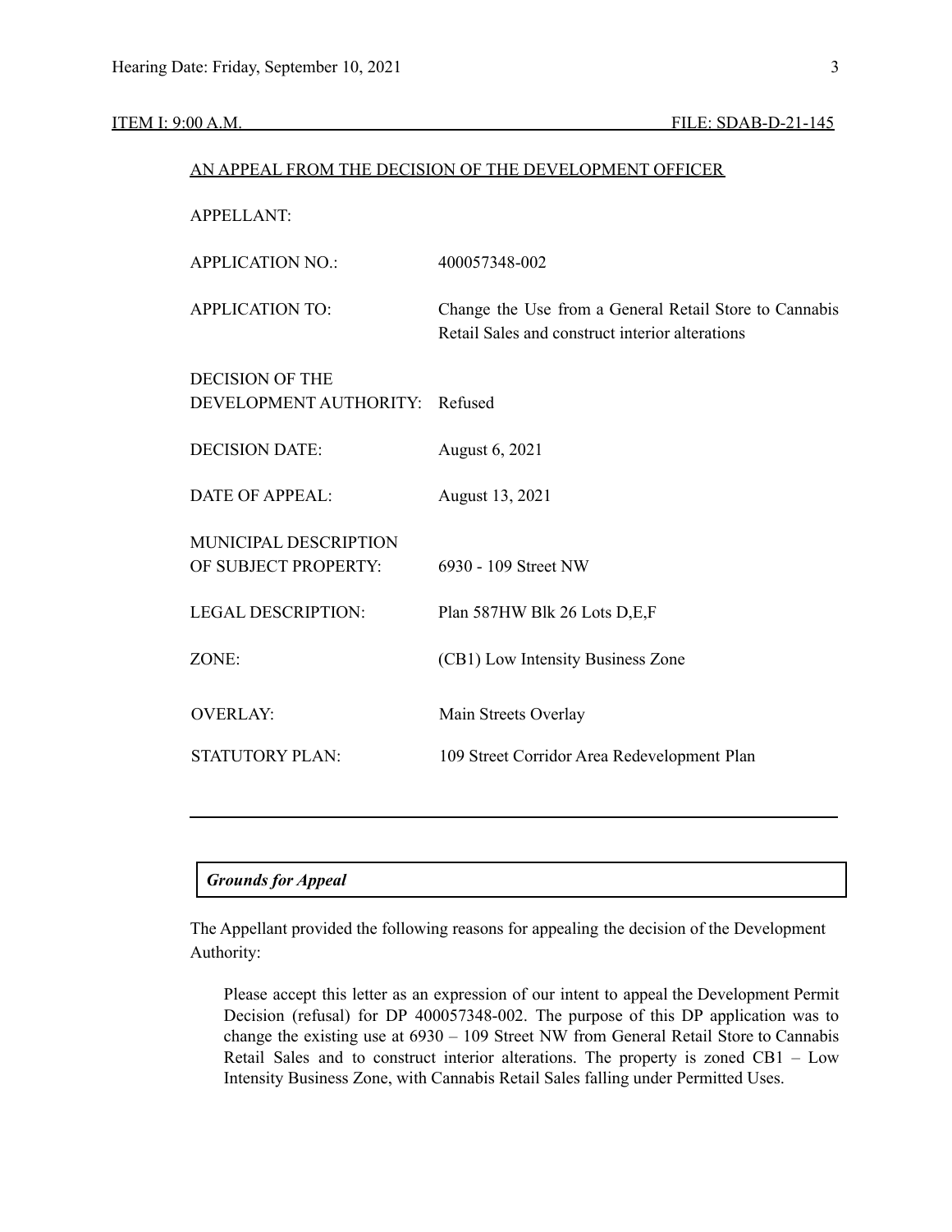ITEM I: 9:00 A.M. FILE: SDAB-D-21-145

AN APPEAL FROM THE DECISION OF THE DEVELOPMENT OFFICER

| | |
|---|---|
| APPELLANT: | |
| APPLICATION NO.: | 400057348-002 |
| APPLICATION TO: | Change the Use from a General Retail Store to Cannabis Retail Sales and construct interior alterations |
| DECISION OF THE DEVELOPMENT AUTHORITY: | Refused |
| DECISION DATE: | August 6, 2021 |
| DATE OF APPEAL: | August 13, 2021 |
| MUNICIPAL DESCRIPTION OF SUBJECT PROPERTY: | 6930 - 109 Street NW |
| LEGAL DESCRIPTION: | Plan 587HW Blk 26 Lots D,E,F |
| ZONE: | (CB1) Low Intensity Business Zone |
| OVERLAY: | Main Streets Overlay |
| STATUTORY PLAN: | 109 Street Corridor Area Redevelopment Plan |

***Grounds for Appeal***

The Appellant provided the following reasons for appealing the decision of the Development Authority:

> Please accept this letter as an expression of our intent to appeal the Development Permit Decision (refusal) for DP 400057348-002. The purpose of this DP application was to change the existing use at 6930 – 109 Street NW from General Retail Store to Cannabis Retail Sales and to construct interior alterations. The property is zoned CB1 – Low Intensity Business Zone, with Cannabis Retail Sales falling under Permitted Uses.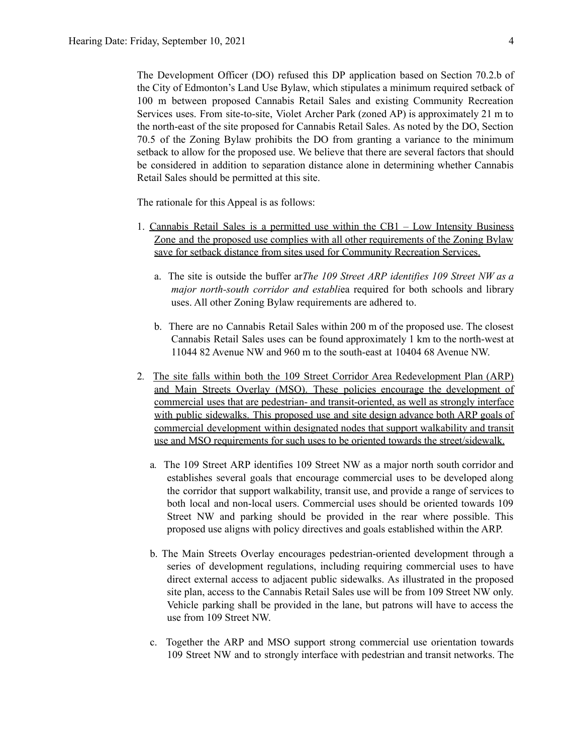The Development Officer (DO) refused this DP application based on Section 70.2.b of the City of Edmonton's Land Use Bylaw, which stipulates a minimum required setback of 100 m between proposed Cannabis Retail Sales and existing Community Recreation Services uses. From site-to-site, Violet Archer Park (zoned AP) is approximately 21 m to the north-east of the site proposed for Cannabis Retail Sales. As noted by the DO, Section 70.5 of the Zoning Bylaw prohibits the DO from granting a variance to the minimum setback to allow for the proposed use. We believe that there are several factors that should be considered in addition to separation distance alone in determining whether Cannabis Retail Sales should be permitted at this site.

The rationale for this Appeal is as follows:

1. Cannabis Retail Sales is a permitted use within the CB1 – Low Intensity Business Zone and the proposed use complies with all other requirements of the Zoning Bylaw save for setback distance from sites used for Community Recreation Services.

    a. The site is outside the buffer ar*The 109 Street ARP identifies 109 Street NW as a major north-south corridor and establi*ea required for both schools and library uses. All other Zoning Bylaw requirements are adhered to.

    b. There are no Cannabis Retail Sales within 200 m of the proposed use. The closest Cannabis Retail Sales uses can be found approximately 1 km to the north-west at 11044 82 Avenue NW and 960 m to the south-east at 10404 68 Avenue NW.

2. The site falls within both the 109 Street Corridor Area Redevelopment Plan (ARP) and Main Streets Overlay (MSO). These policies encourage the development of commercial uses that are pedestrian- and transit-oriented, as well as strongly interface with public sidewalks. This proposed use and site design advance both ARP goals of commercial development within designated nodes that support walkability and transit use and MSO requirements for such uses to be oriented towards the street/sidewalk.

    a. The 109 Street ARP identifies 109 Street NW as a major north south corridor and establishes several goals that encourage commercial uses to be developed along the corridor that support walkability, transit use, and provide a range of services to both local and non-local users. Commercial uses should be oriented towards 109 Street NW and parking should be provided in the rear where possible. This proposed use aligns with policy directives and goals established within the ARP.

    b. The Main Streets Overlay encourages pedestrian-oriented development through a series of development regulations, including requiring commercial uses to have direct external access to adjacent public sidewalks. As illustrated in the proposed site plan, access to the Cannabis Retail Sales use will be from 109 Street NW only. Vehicle parking shall be provided in the lane, but patrons will have to access the use from 109 Street NW.

    c. Together the ARP and MSO support strong commercial use orientation towards 109 Street NW and to strongly interface with pedestrian and transit networks. The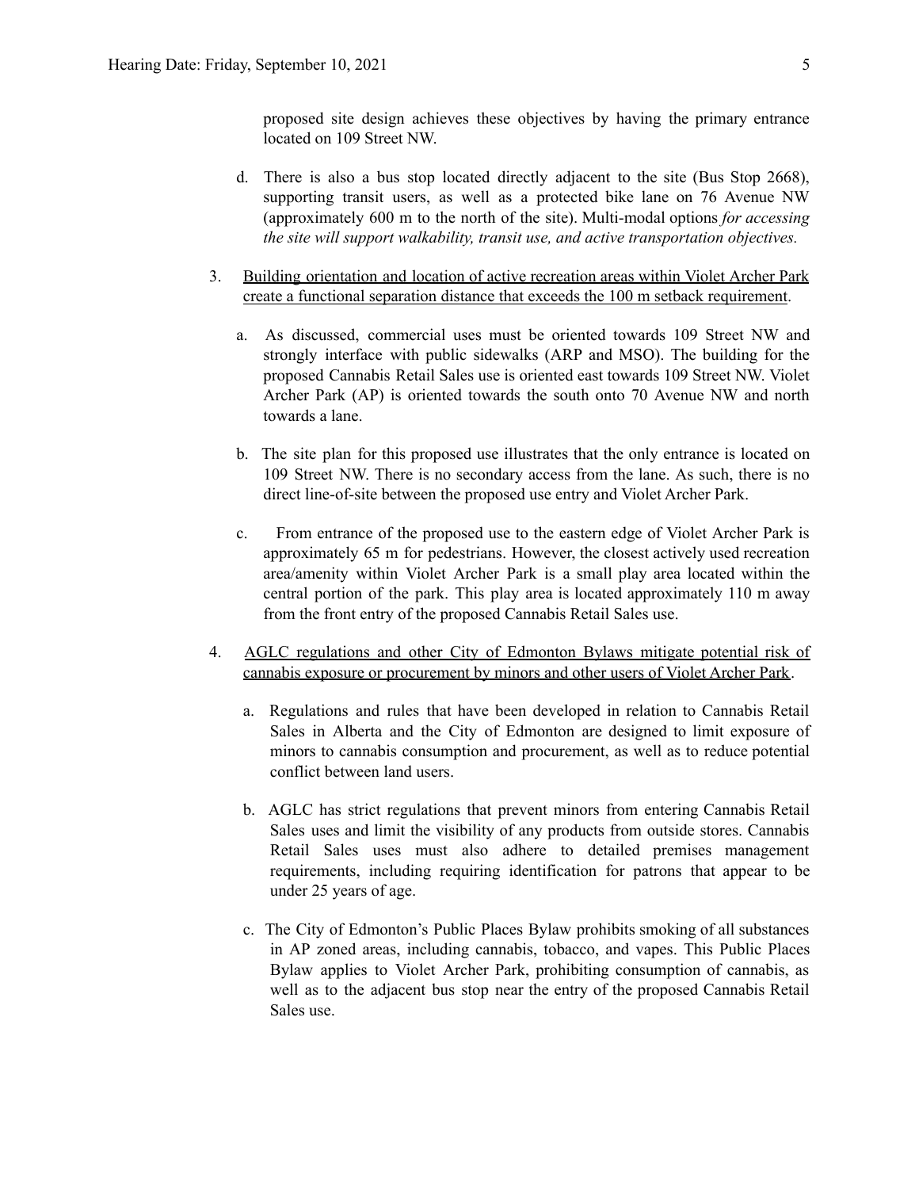proposed site design achieves these objectives by having the primary entrance located on 109 Street NW.

d. There is also a bus stop located directly adjacent to the site (Bus Stop 2668), supporting transit users, as well as a protected bike lane on 76 Avenue NW (approximately 600 m to the north of the site). Multi-modal options *for accessing the site will support walkability, transit use, and active transportation objectives.*

3. Building orientation and location of active recreation areas within Violet Archer Park create a functional separation distance that exceeds the 100 m setback requirement.

   a. As discussed, commercial uses must be oriented towards 109 Street NW and strongly interface with public sidewalks (ARP and MSO). The building for the proposed Cannabis Retail Sales use is oriented east towards 109 Street NW. Violet Archer Park (AP) is oriented towards the south onto 70 Avenue NW and north towards a lane.

   b. The site plan for this proposed use illustrates that the only entrance is located on 109 Street NW. There is no secondary access from the lane. As such, there is no direct line-of-site between the proposed use entry and Violet Archer Park.

   c. From entrance of the proposed use to the eastern edge of Violet Archer Park is approximately 65 m for pedestrians. However, the closest actively used recreation area/amenity within Violet Archer Park is a small play area located within the central portion of the park. This play area is located approximately 110 m away from the front entry of the proposed Cannabis Retail Sales use.

4. AGLC regulations and other City of Edmonton Bylaws mitigate potential risk of cannabis exposure or procurement by minors and other users of Violet Archer Park.

   a. Regulations and rules that have been developed in relation to Cannabis Retail Sales in Alberta and the City of Edmonton are designed to limit exposure of minors to cannabis consumption and procurement, as well as to reduce potential conflict between land users.

   b. AGLC has strict regulations that prevent minors from entering Cannabis Retail Sales uses and limit the visibility of any products from outside stores. Cannabis Retail Sales uses must also adhere to detailed premises management requirements, including requiring identification for patrons that appear to be under 25 years of age.

   c. The City of Edmonton's Public Places Bylaw prohibits smoking of all substances in AP zoned areas, including cannabis, tobacco, and vapes. This Public Places Bylaw applies to Violet Archer Park, prohibiting consumption of cannabis, as well as to the adjacent bus stop near the entry of the proposed Cannabis Retail Sales use.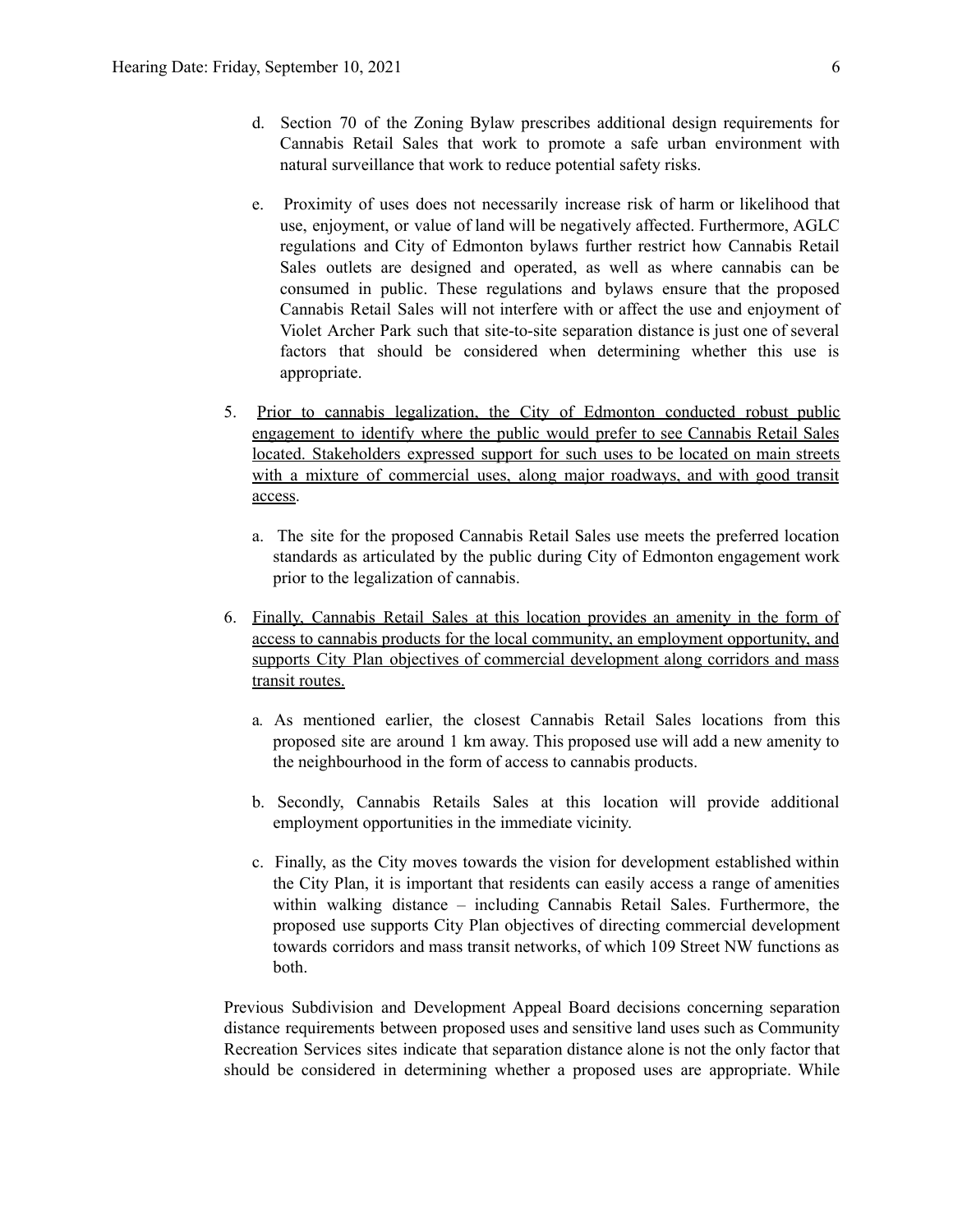d. Section 70 of the Zoning Bylaw prescribes additional design requirements for Cannabis Retail Sales that work to promote a safe urban environment with natural surveillance that work to reduce potential safety risks.

e. Proximity of uses does not necessarily increase risk of harm or likelihood that use, enjoyment, or value of land will be negatively affected. Furthermore, AGLC regulations and City of Edmonton bylaws further restrict how Cannabis Retail Sales outlets are designed and operated, as well as where cannabis can be consumed in public. These regulations and bylaws ensure that the proposed Cannabis Retail Sales will not interfere with or affect the use and enjoyment of Violet Archer Park such that site-to-site separation distance is just one of several factors that should be considered when determining whether this use is appropriate.

5. <u>Prior to cannabis legalization, the City of Edmonton conducted robust public engagement to identify where the public would prefer to see Cannabis Retail Sales located. Stakeholders expressed support for such uses to be located on main streets with a mixture of commercial uses, along major roadways, and with good transit access</u>.

   a. The site for the proposed Cannabis Retail Sales use meets the preferred location standards as articulated by the public during City of Edmonton engagement work prior to the legalization of cannabis.

6. <u>Finally, Cannabis Retail Sales at this location provides an amenity in the form of access to cannabis products for the local community, an employment opportunity, and supports City Plan objectives of commercial development along corridors and mass transit routes.</u>

   a. As mentioned earlier, the closest Cannabis Retail Sales locations from this proposed site are around 1 km away. This proposed use will add a new amenity to the neighbourhood in the form of access to cannabis products.

   b. Secondly, Cannabis Retails Sales at this location will provide additional employment opportunities in the immediate vicinity.

   c. Finally, as the City moves towards the vision for development established within the City Plan, it is important that residents can easily access a range of amenities within walking distance – including Cannabis Retail Sales. Furthermore, the proposed use supports City Plan objectives of directing commercial development towards corridors and mass transit networks, of which 109 Street NW functions as both.

Previous Subdivision and Development Appeal Board decisions concerning separation distance requirements between proposed uses and sensitive land uses such as Community Recreation Services sites indicate that separation distance alone is not the only factor that should be considered in determining whether a proposed uses are appropriate. While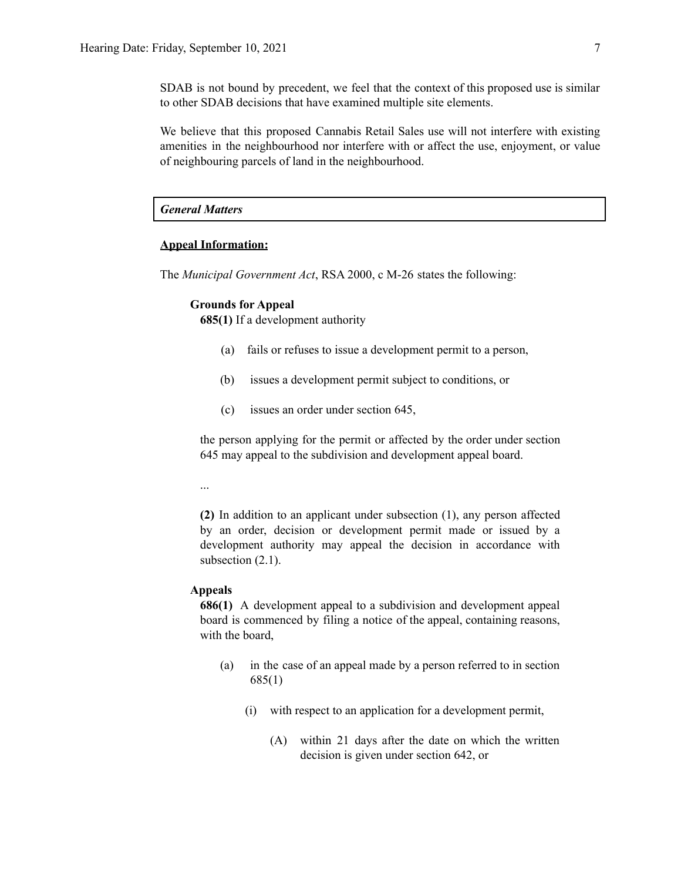SDAB is not bound by precedent, we feel that the context of this proposed use is similar to other SDAB decisions that have examined multiple site elements.

We believe that this proposed Cannabis Retail Sales use will not interfere with existing amenities in the neighbourhood nor interfere with or affect the use, enjoyment, or value of neighbouring parcels of land in the neighbourhood.

***General Matters***

**Appeal Information:**

The *Municipal Government Act*, RSA 2000, c M-26 states the following:

**Grounds for Appeal**

**685(1)** If a development authority

(a) fails or refuses to issue a development permit to a person,

(b) issues a development permit subject to conditions, or

(c) issues an order under section 645,

the person applying for the permit or affected by the order under section 645 may appeal to the subdivision and development appeal board.

...

**(2)** In addition to an applicant under subsection (1), any person affected by an order, decision or development permit made or issued by a development authority may appeal the decision in accordance with subsection (2.1).

**Appeals**

**686(1)** A development appeal to a subdivision and development appeal board is commenced by filing a notice of the appeal, containing reasons, with the board,

(a) in the case of an appeal made by a person referred to in section 685(1)

(i) with respect to an application for a development permit,

(A) within 21 days after the date on which the written decision is given under section 642, or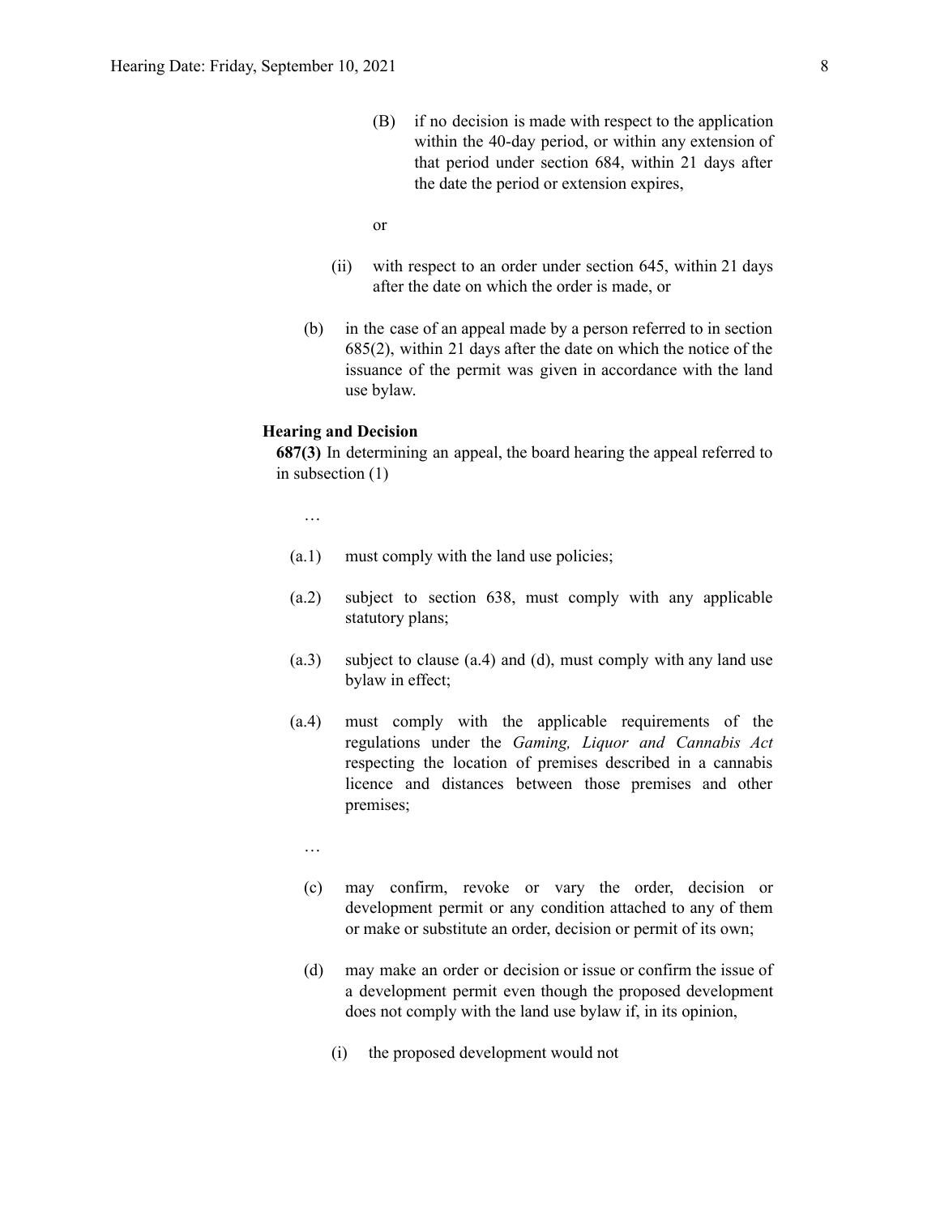(B) if no decision is made with respect to the application within the 40-day period, or within any extension of that period under section 684, within 21 days after the date the period or extension expires,

or

(ii) with respect to an order under section 645, within 21 days after the date on which the order is made, or

(b) in the case of an appeal made by a person referred to in section 685(2), within 21 days after the date on which the notice of the issuance of the permit was given in accordance with the land use bylaw.

**Hearing and Decision**

**687(3)** In determining an appeal, the board hearing the appeal referred to in subsection (1)

…

(a.1) must comply with the land use policies;

(a.2) subject to section 638, must comply with any applicable statutory plans;

(a.3) subject to clause (a.4) and (d), must comply with any land use bylaw in effect;

(a.4) must comply with the applicable requirements of the regulations under the *Gaming, Liquor and Cannabis Act* respecting the location of premises described in a cannabis licence and distances between those premises and other premises;

…

(c) may confirm, revoke or vary the order, decision or development permit or any condition attached to any of them or make or substitute an order, decision or permit of its own;

(d) may make an order or decision or issue or confirm the issue of a development permit even though the proposed development does not comply with the land use bylaw if, in its opinion,

(i) the proposed development would not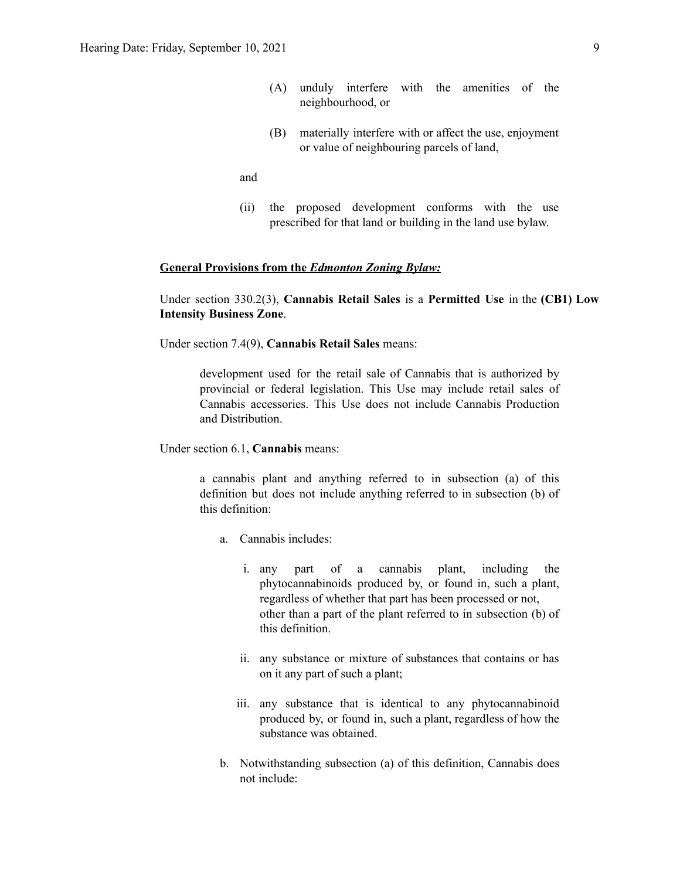(A) unduly interfere with the amenities of the neighbourhood, or

(B) materially interfere with or affect the use, enjoyment or value of neighbouring parcels of land,

and

(ii) the proposed development conforms with the use prescribed for that land or building in the land use bylaw.

**General Provisions from the *Edmonton Zoning Bylaw:***

Under section 330.2(3), **Cannabis Retail Sales** is a **Permitted Use** in the **(CB1) Low Intensity Business Zone**.

Under section 7.4(9), **Cannabis Retail Sales** means:

> development used for the retail sale of Cannabis that is authorized by provincial or federal legislation. This Use may include retail sales of Cannabis accessories. This Use does not include Cannabis Production and Distribution.

Under section 6.1, **Cannabis** means:

> a cannabis plant and anything referred to in subsection (a) of this definition but does not include anything referred to in subsection (b) of this definition:
>
> a. Cannabis includes:
>
>    i. any part of a cannabis plant, including the phytocannabinoids produced by, or found in, such a plant, regardless of whether that part has been processed or not, other than a part of the plant referred to in subsection (b) of this definition.
>
>    ii. any substance or mixture of substances that contains or has on it any part of such a plant;
>
>    iii. any substance that is identical to any phytocannabinoid produced by, or found in, such a plant, regardless of how the substance was obtained.
>
> b. Notwithstanding subsection (a) of this definition, Cannabis does not include: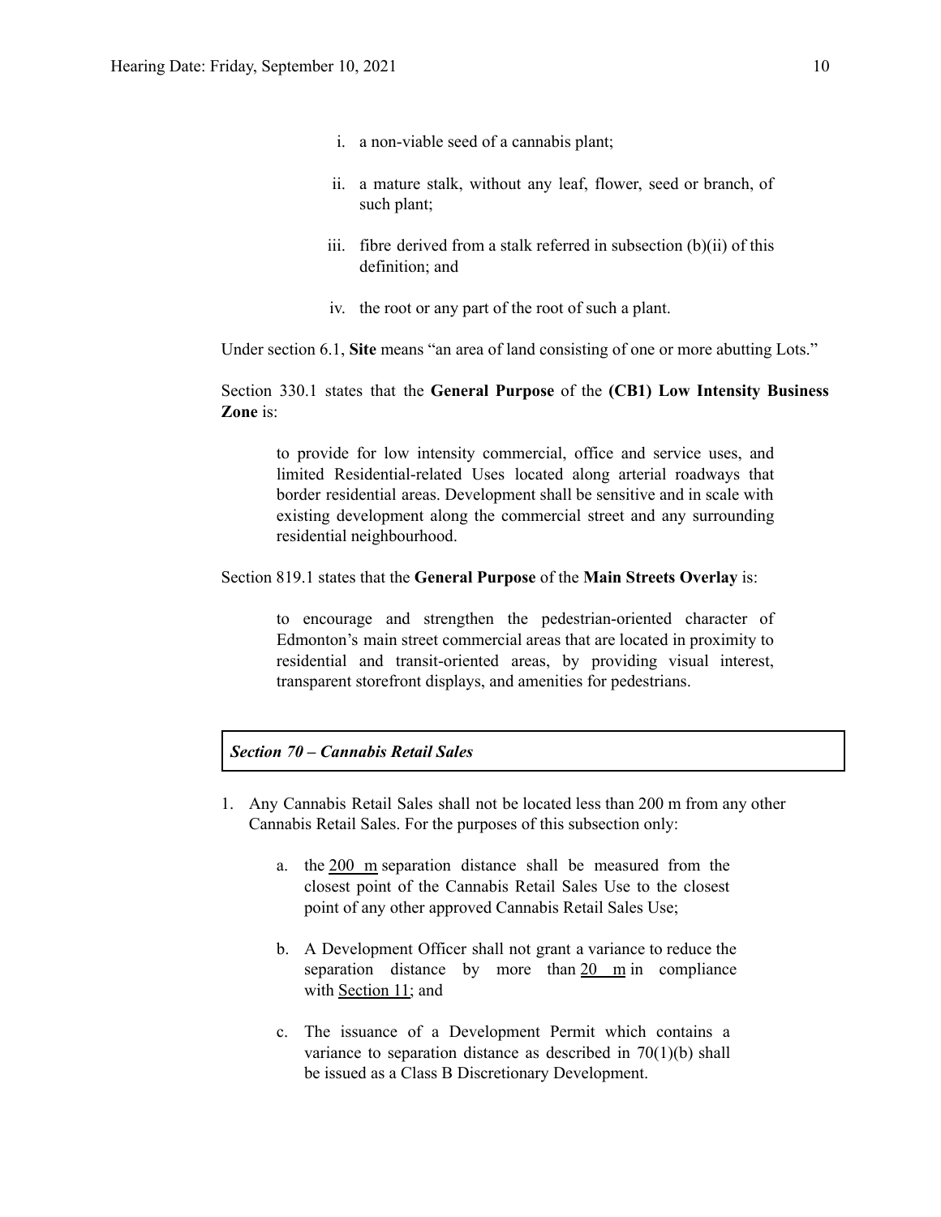i. a non-viable seed of a cannabis plant;

ii. a mature stalk, without any leaf, flower, seed or branch, of such plant;

iii. fibre derived from a stalk referred in subsection (b)(ii) of this definition; and

iv. the root or any part of the root of such a plant.

Under section 6.1, **Site** means "an area of land consisting of one or more abutting Lots."

Section 330.1 states that the **General Purpose** of the **(CB1) Low Intensity Business Zone** is:

> to provide for low intensity commercial, office and service uses, and limited Residential-related Uses located along arterial roadways that border residential areas. Development shall be sensitive and in scale with existing development along the commercial street and any surrounding residential neighbourhood.

Section 819.1 states that the **General Purpose** of the **Main Streets Overlay** is:

> to encourage and strengthen the pedestrian-oriented character of Edmonton's main street commercial areas that are located in proximity to residential and transit-oriented areas, by providing visual interest, transparent storefront displays, and amenities for pedestrians.

***Section 70 – Cannabis Retail Sales***

1. Any Cannabis Retail Sales shall not be located less than 200 m from any other Cannabis Retail Sales. For the purposes of this subsection only:

   a. the 200 m separation distance shall be measured from the closest point of the Cannabis Retail Sales Use to the closest point of any other approved Cannabis Retail Sales Use;

   b. A Development Officer shall not grant a variance to reduce the separation distance by more than 20 m in compliance with Section 11; and

   c. The issuance of a Development Permit which contains a variance to separation distance as described in 70(1)(b) shall be issued as a Class B Discretionary Development.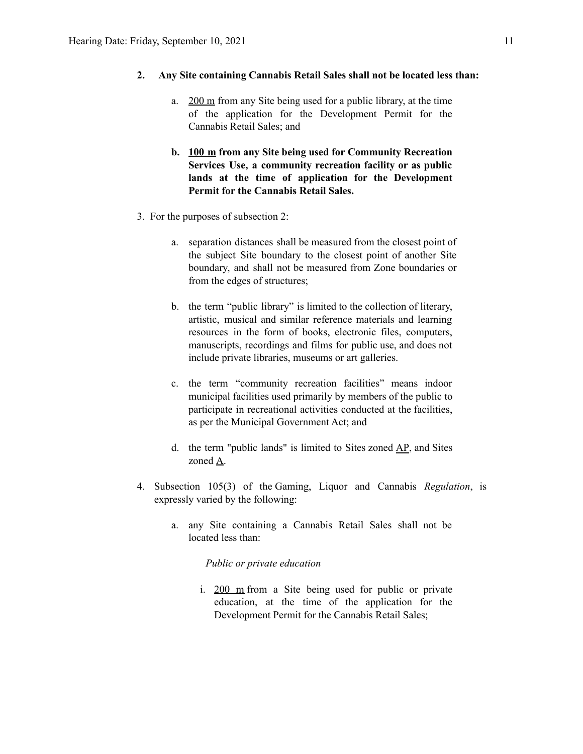2. **Any Site containing Cannabis Retail Sales shall not be located less than:**

    a. 200 m from any Site being used for a public library, at the time of the application for the Development Permit for the Cannabis Retail Sales; and

    b. **100 m from any Site being used for Community Recreation Services Use, a community recreation facility or as public lands at the time of application for the Development Permit for the Cannabis Retail Sales.**

3. For the purposes of subsection 2:

    a. separation distances shall be measured from the closest point of the subject Site boundary to the closest point of another Site boundary, and shall not be measured from Zone boundaries or from the edges of structures;

    b. the term "public library" is limited to the collection of literary, artistic, musical and similar reference materials and learning resources in the form of books, electronic files, computers, manuscripts, recordings and films for public use, and does not include private libraries, museums or art galleries.

    c. the term "community recreation facilities" means indoor municipal facilities used primarily by members of the public to participate in recreational activities conducted at the facilities, as per the Municipal Government Act; and

    d. the term "public lands" is limited to Sites zoned AP, and Sites zoned A.

4. Subsection 105(3) of the Gaming, Liquor and Cannabis *Regulation*, is expressly varied by the following:

    a. any Site containing a Cannabis Retail Sales shall not be located less than:

        *Public or private education*

        i. 200 m from a Site being used for public or private education, at the time of the application for the Development Permit for the Cannabis Retail Sales;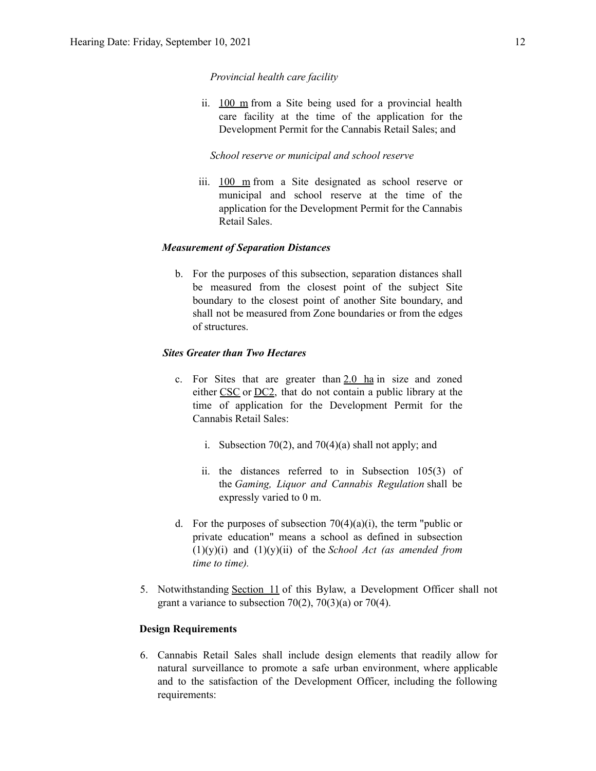*Provincial health care facility*

ii. 100 m from a Site being used for a provincial health care facility at the time of the application for the Development Permit for the Cannabis Retail Sales; and

*School reserve or municipal and school reserve*

iii. 100 m from a Site designated as school reserve or municipal and school reserve at the time of the application for the Development Permit for the Cannabis Retail Sales.

***Measurement of Separation Distances***

b. For the purposes of this subsection, separation distances shall be measured from the closest point of the subject Site boundary to the closest point of another Site boundary, and shall not be measured from Zone boundaries or from the edges of structures.

***Sites Greater than Two Hectares***

c. For Sites that are greater than 2.0 ha in size and zoned either CSC or DC2, that do not contain a public library at the time of application for the Development Permit for the Cannabis Retail Sales:

   i. Subsection 70(2), and 70(4)(a) shall not apply; and

   ii. the distances referred to in Subsection 105(3) of the *Gaming, Liquor and Cannabis Regulation* shall be expressly varied to 0 m.

d. For the purposes of subsection 70(4)(a)(i), the term "public or private education" means a school as defined in subsection (1)(y)(i) and (1)(y)(ii) of the *School Act (as amended from time to time).*

5. Notwithstanding Section 11 of this Bylaw, a Development Officer shall not grant a variance to subsection 70(2), 70(3)(a) or 70(4).

**Design Requirements**

6. Cannabis Retail Sales shall include design elements that readily allow for natural surveillance to promote a safe urban environment, where applicable and to the satisfaction of the Development Officer, including the following requirements: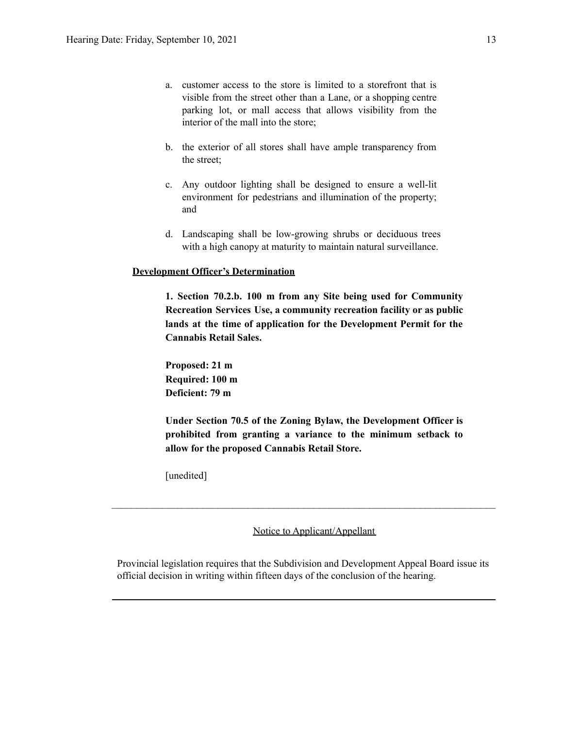a. customer access to the store is limited to a storefront that is visible from the street other than a Lane, or a shopping centre parking lot, or mall access that allows visibility from the interior of the mall into the store;

b. the exterior of all stores shall have ample transparency from the street;

c. Any outdoor lighting shall be designed to ensure a well-lit environment for pedestrians and illumination of the property; and

d. Landscaping shall be low-growing shrubs or deciduous trees with a high canopy at maturity to maintain natural surveillance.

<u>**Development Officer's Determination**</u>

**1. Section 70.2.b. 100 m from any Site being used for Community Recreation Services Use, a community recreation facility or as public lands at the time of application for the Development Permit for the Cannabis Retail Sales.**

**Proposed: 21 m**
**Required: 100 m**
**Deficient: 79 m**

**Under Section 70.5 of the Zoning Bylaw, the Development Officer is prohibited from granting a variance to the minimum setback to allow for the proposed Cannabis Retail Store.**

[unedited]

---

<u>Notice to Applicant/Appellant</u>

Provincial legislation requires that the Subdivision and Development Appeal Board issue its official decision in writing within fifteen days of the conclusion of the hearing.

---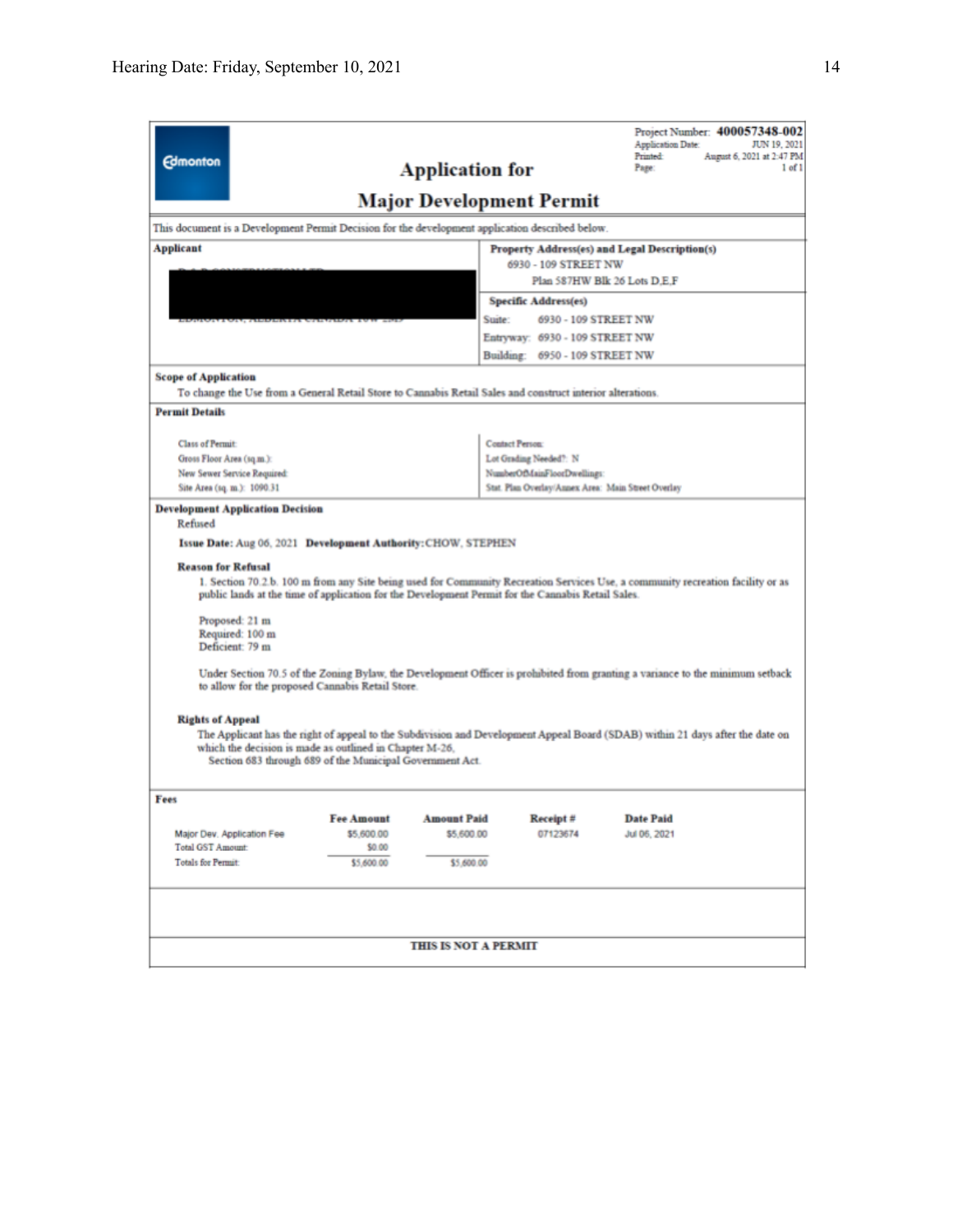Edmonton

# Application for Major Development Permit

Project Number: **400057348-002**
Application Date: JUN 19, 2021
Printed: August 6, 2021 at 2:47 PM
Page: 1 of 1

This document is a Development Permit Decision for the development application described below.

**Applicant**

**Property Address(es) and Legal Description(s)**
6930 - 109 STREET NW
Plan 587HW Blk 26 Lots D,E,F

**Specific Address(es)**
Suite: 6930 - 109 STREET NW
Entryway: 6930 - 109 STREET NW
Building: 6950 - 109 STREET NW

**Scope of Application**
To change the Use from a General Retail Store to Cannabis Retail Sales and construct interior alterations.

**Permit Details**

Class of Permit:
Gross Floor Area (sq.m.):
New Sewer Service Required:
Site Area (sq. m.): 1090.31

Contact Person:
Lot Grading Needed?: N
NumberOfMainFloorDwellings:
Stat. Plan Overlay/Annex Area: Main Street Overlay

**Development Application Decision**
Refused

**Issue Date:** Aug 06, 2021 **Development Authority:** CHOW, STEPHEN

**Reason for Refusal**

1. Section 70.2.b. 100 m from any Site being used for Community Recreation Services Use, a community recreation facility or as public lands at the time of application for the Development Permit for the Cannabis Retail Sales.

Proposed: 21 m
Required: 100 m
Deficient: 79 m

Under Section 70.5 of the Zoning Bylaw, the Development Officer is prohibited from granting a variance to the minimum setback to allow for the proposed Cannabis Retail Store.

**Rights of Appeal**
The Applicant has the right of appeal to the Subdivision and Development Appeal Board (SDAB) within 21 days after the date on which the decision is made as outlined in Chapter M-26, Section 683 through 689 of the Municipal Government Act.

**Fees**

| | Fee Amount | Amount Paid | Receipt # | Date Paid |
|---|---|---|---|---|
| Major Dev. Application Fee | $5,600.00 | $5,600.00 | 07123674 | Jul 06, 2021 |
| Total GST Amount: | $0.00 | | | |
| Totals for Permit: | $5,600.00 | $5,600.00 | | |

**THIS IS NOT A PERMIT**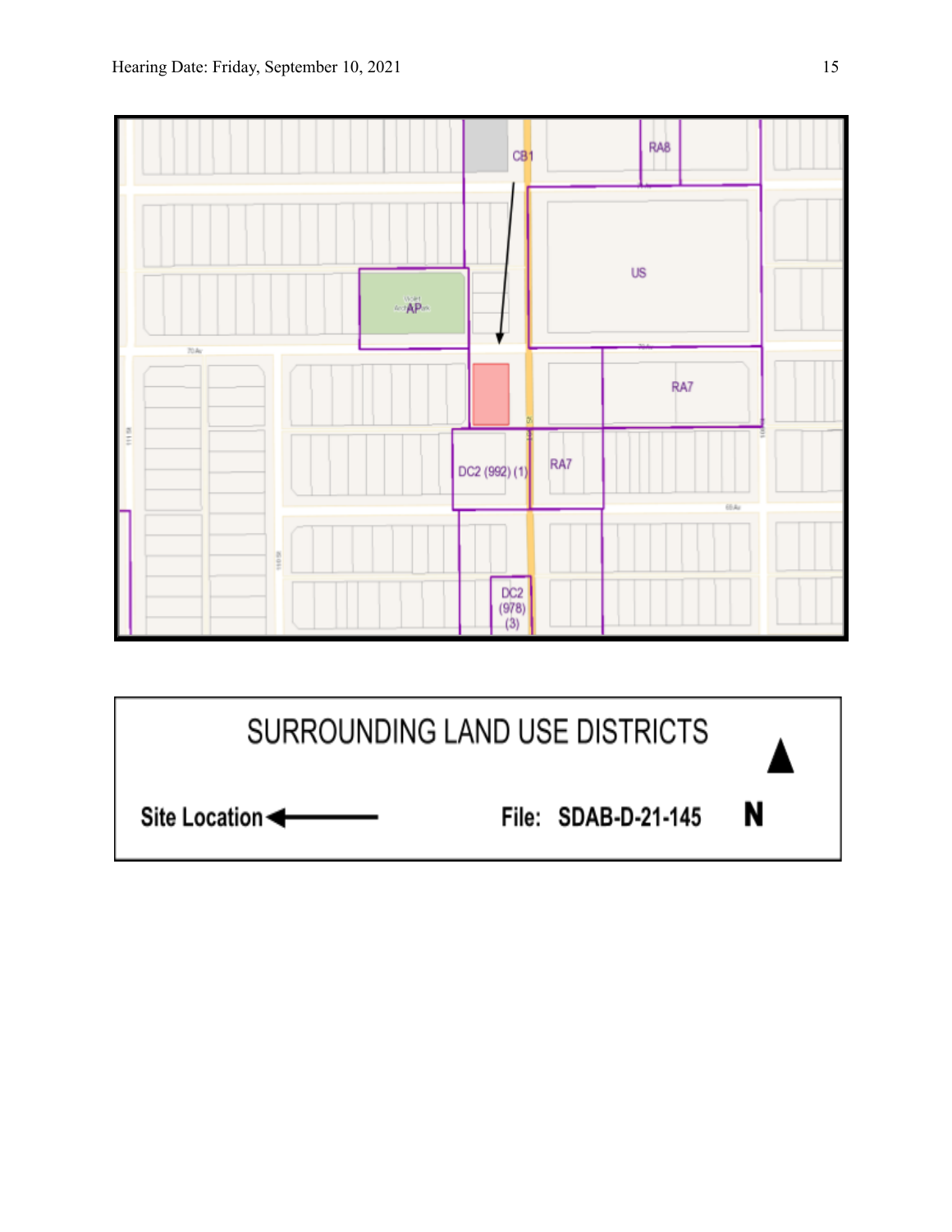CB1

RA8

US

AP

RA7

DC2 (992) (1)

RA7

DC2 (978) (3)

SURROUNDING LAND USE DISTRICTS

Site Location

File: SDAB-D-21-145

N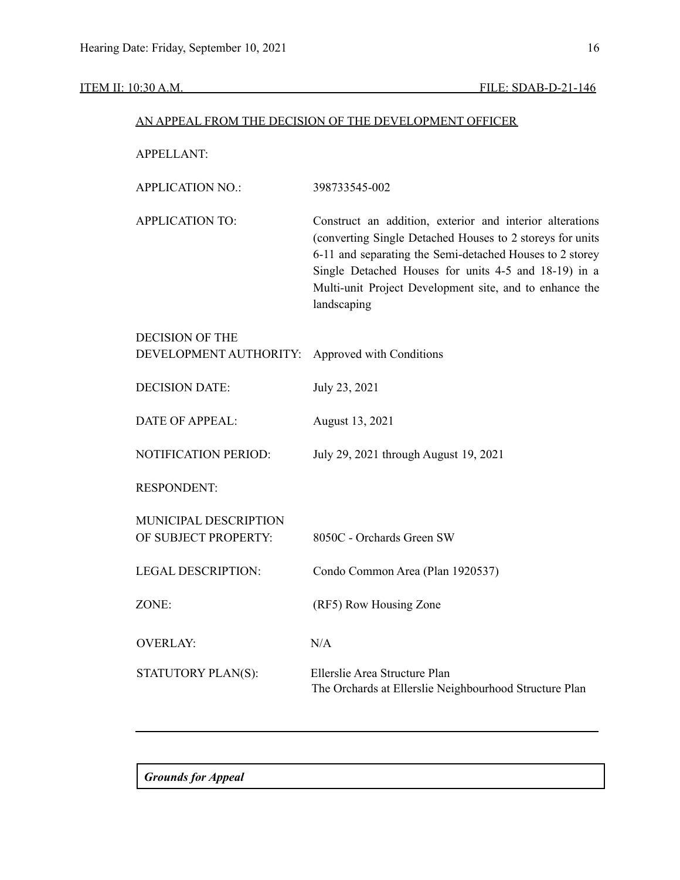ITEM II: 10:30 A.M. FILE: SDAB-D-21-146

AN APPEAL FROM THE DECISION OF THE DEVELOPMENT OFFICER

| | |
|---|---|
| APPELLANT: | |
| APPLICATION NO.: | 398733545-002 |
| APPLICATION TO: | Construct an addition, exterior and interior alterations (converting Single Detached Houses to 2 storeys for units 6-11 and separating the Semi-detached Houses to 2 storey Single Detached Houses for units 4-5 and 18-19) in a Multi-unit Project Development site, and to enhance the landscaping |
| DECISION OF THE DEVELOPMENT AUTHORITY: | Approved with Conditions |
| DECISION DATE: | July 23, 2021 |
| DATE OF APPEAL: | August 13, 2021 |
| NOTIFICATION PERIOD: | July 29, 2021 through August 19, 2021 |
| RESPONDENT: | |
| MUNICIPAL DESCRIPTION OF SUBJECT PROPERTY: | 8050C - Orchards Green SW |
| LEGAL DESCRIPTION: | Condo Common Area (Plan 1920537) |
| ZONE: | (RF5) Row Housing Zone |
| OVERLAY: | N/A |
| STATUTORY PLAN(S): | Ellerslie Area Structure Plan<br>The Orchards at Ellerslie Neighbourhood Structure Plan |

---

***Grounds for Appeal***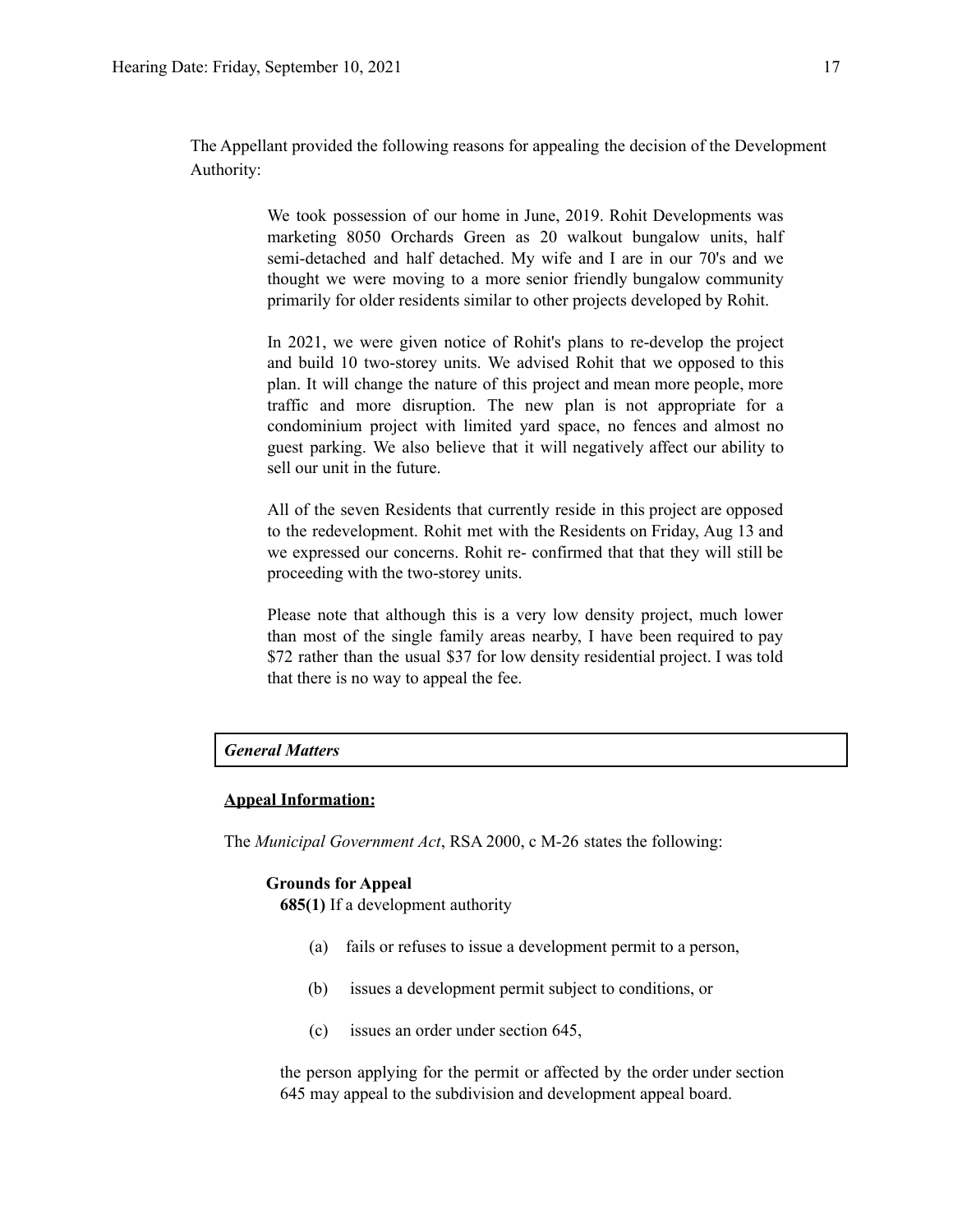The Appellant provided the following reasons for appealing the decision of the Development Authority:

> We took possession of our home in June, 2019. Rohit Developments was marketing 8050 Orchards Green as 20 walkout bungalow units, half semi-detached and half detached. My wife and I are in our 70's and we thought we were moving to a more senior friendly bungalow community primarily for older residents similar to other projects developed by Rohit.
>
> In 2021, we were given notice of Rohit's plans to re-develop the project and build 10 two-storey units. We advised Rohit that we opposed to this plan. It will change the nature of this project and mean more people, more traffic and more disruption. The new plan is not appropriate for a condominium project with limited yard space, no fences and almost no guest parking. We also believe that it will negatively affect our ability to sell our unit in the future.
>
> All of the seven Residents that currently reside in this project are opposed to the redevelopment. Rohit met with the Residents on Friday, Aug 13 and we expressed our concerns. Rohit re- confirmed that that they will still be proceeding with the two-storey units.
>
> Please note that although this is a very low density project, much lower than most of the single family areas nearby, I have been required to pay $72 rather than the usual $37 for low density residential project. I was told that there is no way to appeal the fee.

***General Matters***

**Appeal Information:**

The *Municipal Government Act*, RSA 2000, c M-26 states the following:

> **Grounds for Appeal**
>
> **685(1)** If a development authority
>
> (a) fails or refuses to issue a development permit to a person,
>
> (b) issues a development permit subject to conditions, or
>
> (c) issues an order under section 645,
>
> the person applying for the permit or affected by the order under section 645 may appeal to the subdivision and development appeal board.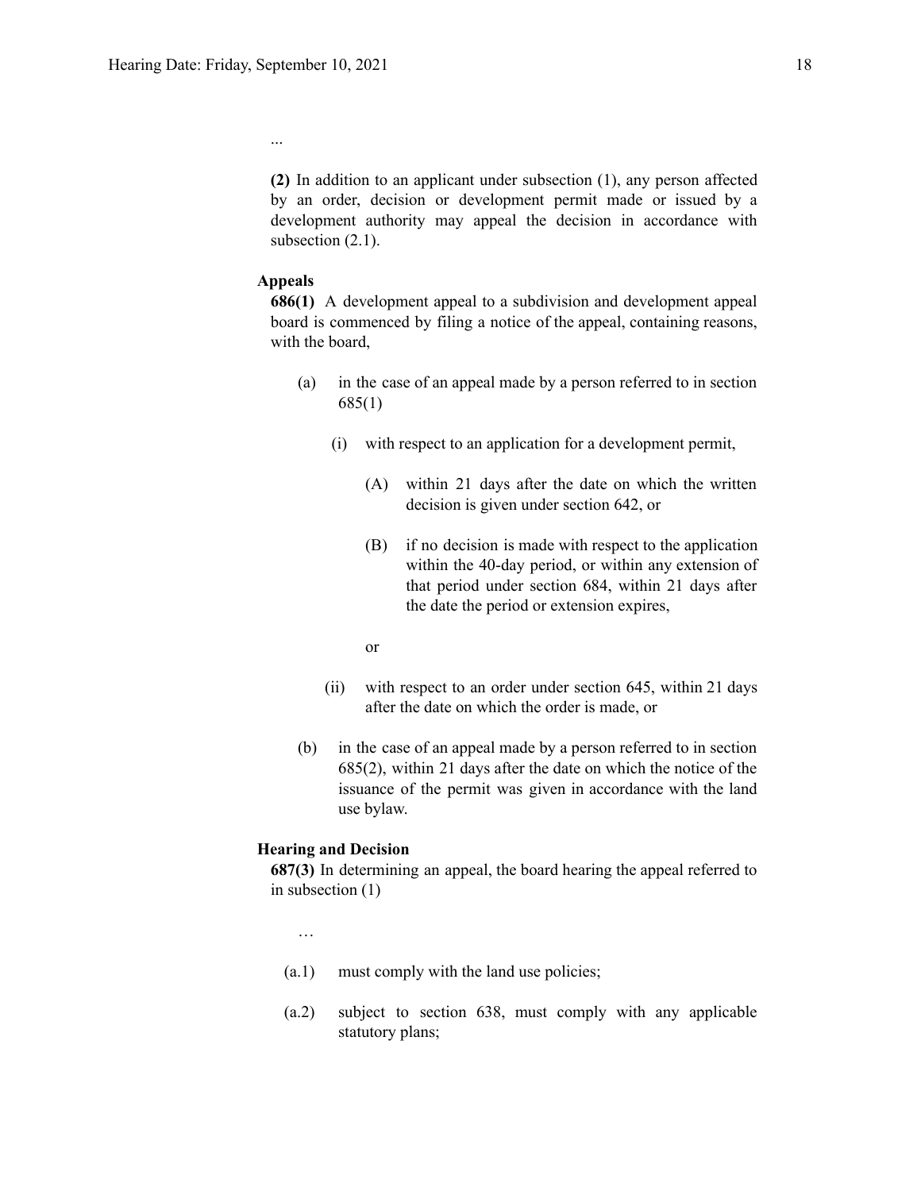...

**(2)** In addition to an applicant under subsection (1), any person affected by an order, decision or development permit made or issued by a development authority may appeal the decision in accordance with subsection (2.1).

**Appeals**

**686(1)** A development appeal to a subdivision and development appeal board is commenced by filing a notice of the appeal, containing reasons, with the board,

(a) in the case of an appeal made by a person referred to in section 685(1)

(i) with respect to an application for a development permit,

(A) within 21 days after the date on which the written decision is given under section 642, or

(B) if no decision is made with respect to the application within the 40-day period, or within any extension of that period under section 684, within 21 days after the date the period or extension expires,

or

(ii) with respect to an order under section 645, within 21 days after the date on which the order is made, or

(b) in the case of an appeal made by a person referred to in section 685(2), within 21 days after the date on which the notice of the issuance of the permit was given in accordance with the land use bylaw.

**Hearing and Decision**

**687(3)** In determining an appeal, the board hearing the appeal referred to in subsection (1)

…

(a.1) must comply with the land use policies;

(a.2) subject to section 638, must comply with any applicable statutory plans;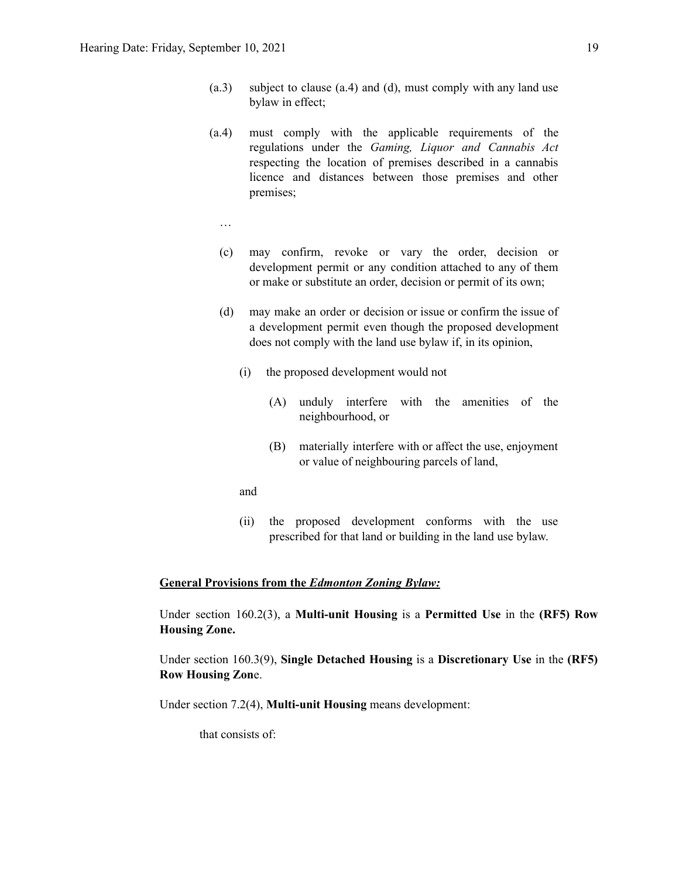(a.3) subject to clause (a.4) and (d), must comply with any land use bylaw in effect;

(a.4) must comply with the applicable requirements of the regulations under the *Gaming, Liquor and Cannabis Act* respecting the location of premises described in a cannabis licence and distances between those premises and other premises;

…

(c) may confirm, revoke or vary the order, decision or development permit or any condition attached to any of them or make or substitute an order, decision or permit of its own;

(d) may make an order or decision or issue or confirm the issue of a development permit even though the proposed development does not comply with the land use bylaw if, in its opinion,

(i) the proposed development would not

(A) unduly interfere with the amenities of the neighbourhood, or

(B) materially interfere with or affect the use, enjoyment or value of neighbouring parcels of land,

and

(ii) the proposed development conforms with the use prescribed for that land or building in the land use bylaw.

**General Provisions from the *Edmonton Zoning Bylaw:***

Under section 160.2(3), a **Multi-unit Housing** is a **Permitted Use** in the **(RF5) Row Housing Zone.**

Under section 160.3(9), **Single Detached Housing** is a **Discretionary Use** in the **(RF5) Row Housing Zon**e.

Under section 7.2(4), **Multi-unit Housing** means development:

that consists of: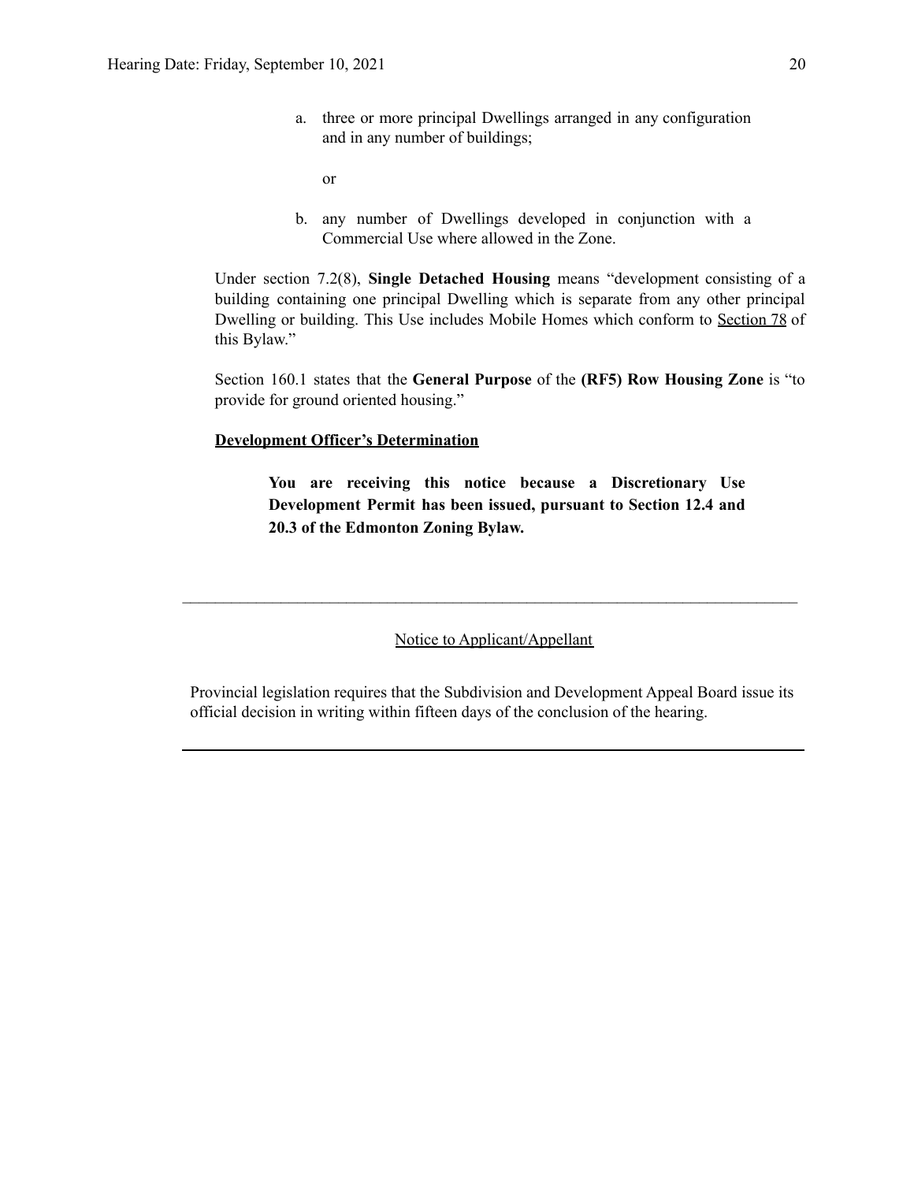a. three or more principal Dwellings arranged in any configuration and in any number of buildings;

   or

b. any number of Dwellings developed in conjunction with a Commercial Use where allowed in the Zone.

Under section 7.2(8), **Single Detached Housing** means "development consisting of a building containing one principal Dwelling which is separate from any other principal Dwelling or building. This Use includes Mobile Homes which conform to Section 78 of this Bylaw."

Section 160.1 states that the **General Purpose** of the **(RF5) Row Housing Zone** is "to provide for ground oriented housing."

**Development Officer's Determination**

> **You are receiving this notice because a Discretionary Use Development Permit has been issued, pursuant to Section 12.4 and 20.3 of the Edmonton Zoning Bylaw.**

---

Notice to Applicant/Appellant

Provincial legislation requires that the Subdivision and Development Appeal Board issue its official decision in writing within fifteen days of the conclusion of the hearing.

---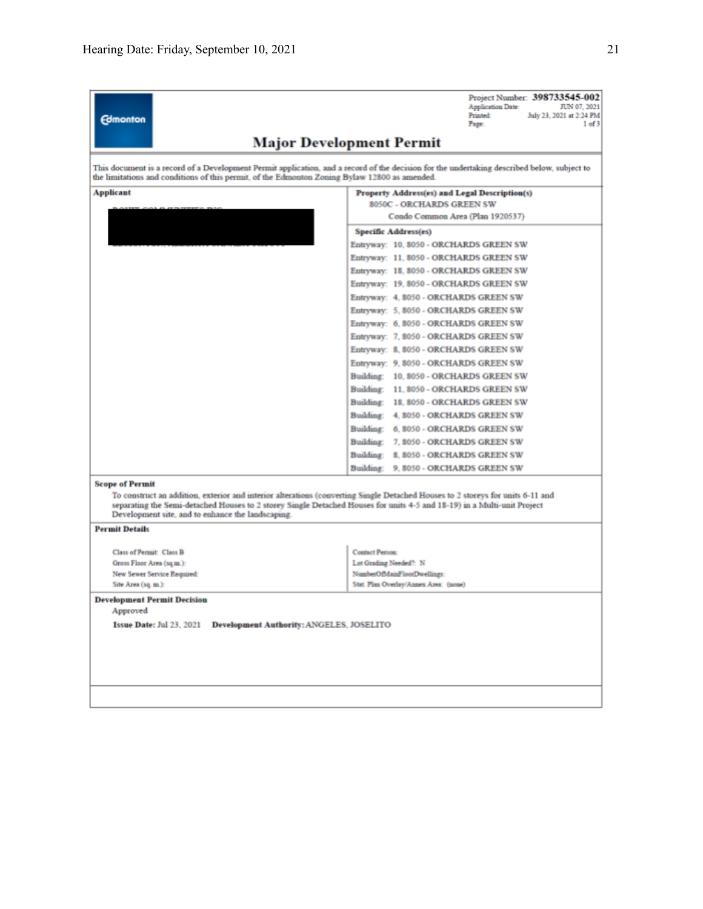Project Number: **398733545-002**
Application Date: JUN 07, 2021
Printed: July 23, 2021 at 2:24 PM
Page: 1 of 3

Edmonton

# Major Development Permit

This document is a record of a Development Permit application, and a record of the decision for the undertaking described below, subject to the limitations and conditions of this permit, of the Edmonton Zoning Bylaw 12800 as amended.

| **Applicant** | **Property Address(es) and Legal Description(s)** |
|---|---|
| | 8050C - ORCHARDS GREEN SW |
| | Condo Common Area (Plan 1920537) |
| | **Specific Address(es)** |
| | Entryway: 10, 8050 - ORCHARDS GREEN SW |
| | Entryway: 11, 8050 - ORCHARDS GREEN SW |
| | Entryway: 18, 8050 - ORCHARDS GREEN SW |
| | Entryway: 19, 8050 - ORCHARDS GREEN SW |
| | Entryway: 4, 8050 - ORCHARDS GREEN SW |
| | Entryway: 5, 8050 - ORCHARDS GREEN SW |
| | Entryway: 6, 8050 - ORCHARDS GREEN SW |
| | Entryway: 7, 8050 - ORCHARDS GREEN SW |
| | Entryway: 8, 8050 - ORCHARDS GREEN SW |
| | Entryway: 9, 8050 - ORCHARDS GREEN SW |
| | Building: 10, 8050 - ORCHARDS GREEN SW |
| | Building: 11, 8050 - ORCHARDS GREEN SW |
| | Building: 18, 8050 - ORCHARDS GREEN SW |
| | Building: 4, 8050 - ORCHARDS GREEN SW |
| | Building: 6, 8050 - ORCHARDS GREEN SW |
| | Building: 7, 8050 - ORCHARDS GREEN SW |
| | Building: 8, 8050 - ORCHARDS GREEN SW |
| | Building: 9, 8050 - ORCHARDS GREEN SW |

**Scope of Permit**

To construct an addition, exterior and interior alterations (converting Single Detached Houses to 2 storeys for units 6-11 and separating the Semi-detached Houses to 2 storey Single Detached Houses for units 4-5 and 18-19) in a Multi-unit Project Development site, and to enhance the landscaping.

**Permit Details**

| | |
|---|---|
| Class of Permit: Class B | Contact Person: |
| Gross Floor Area (sq.m.): | Lot Grading Needed?: N |
| New Sewer Service Required: | NumberOfMainFloorDwellings: |
| Site Area (sq. m.): | Stat. Plan Overlay/Annex Area: (none) |

**Development Permit Decision**

Approved

**Issue Date:** Jul 23, 2021 **Development Authority:** ANGELES, JOSELITO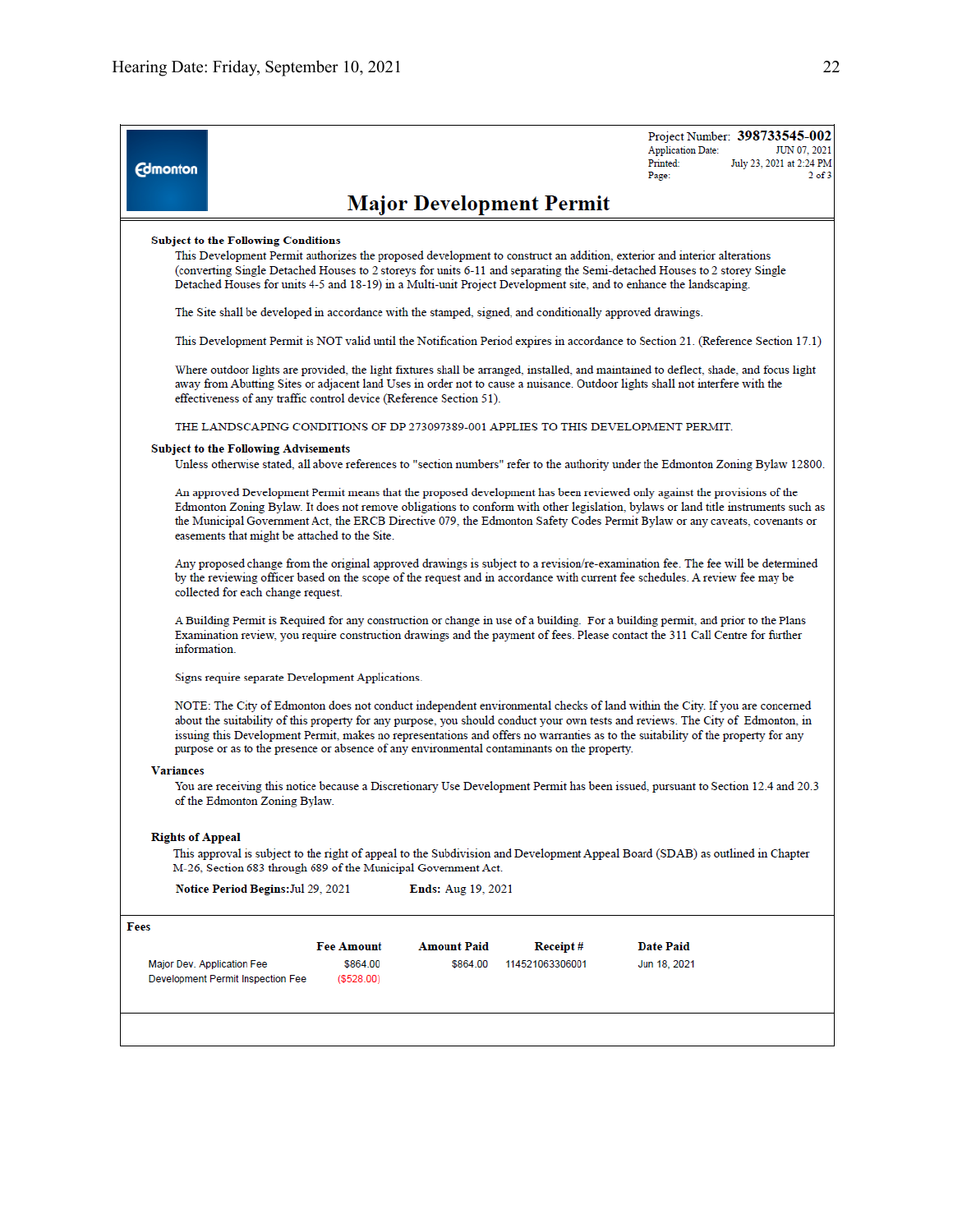Project Number: **398733545-002**
Application Date: JUN 07, 2021
Printed: July 23, 2021 at 2:24 PM
Page: 2 of 3

# Major Development Permit

**Subject to the Following Conditions**

This Development Permit authorizes the proposed development to construct an addition, exterior and interior alterations (converting Single Detached Houses to 2 storeys for units 6-11 and separating the Semi-detached Houses to 2 storey Single Detached Houses for units 4-5 and 18-19) in a Multi-unit Project Development site, and to enhance the landscaping.

The Site shall be developed in accordance with the stamped, signed, and conditionally approved drawings.

This Development Permit is NOT valid until the Notification Period expires in accordance to Section 21. (Reference Section 17.1)

Where outdoor lights are provided, the light fixtures shall be arranged, installed, and maintained to deflect, shade, and focus light away from Abutting Sites or adjacent land Uses in order not to cause a nuisance. Outdoor lights shall not interfere with the effectiveness of any traffic control device (Reference Section 51).

THE LANDSCAPING CONDITIONS OF DP 273097389-001 APPLIES TO THIS DEVELOPMENT PERMIT.

**Subject to the Following Advisements**

Unless otherwise stated, all above references to "section numbers" refer to the authority under the Edmonton Zoning Bylaw 12800.

An approved Development Permit means that the proposed development has been reviewed only against the provisions of the Edmonton Zoning Bylaw. It does not remove obligations to conform with other legislation, bylaws or land title instruments such as the Municipal Government Act, the ERCB Directive 079, the Edmonton Safety Codes Permit Bylaw or any caveats, covenants or easements that might be attached to the Site.

Any proposed change from the original approved drawings is subject to a revision/re-examination fee. The fee will be determined by the reviewing officer based on the scope of the request and in accordance with current fee schedules. A review fee may be collected for each change request.

A Building Permit is Required for any construction or change in use of a building. For a building permit, and prior to the Plans Examination review, you require construction drawings and the payment of fees. Please contact the 311 Call Centre for further information.

Signs require separate Development Applications.

NOTE: The City of Edmonton does not conduct independent environmental checks of land within the City. If you are concerned about the suitability of this property for any purpose, you should conduct your own tests and reviews. The City of Edmonton, in issuing this Development Permit, makes no representations and offers no warranties as to the suitability of the property for any purpose or as to the presence or absence of any environmental contaminants on the property.

**Variances**

You are receiving this notice because a Discretionary Use Development Permit has been issued, pursuant to Section 12.4 and 20.3 of the Edmonton Zoning Bylaw.

**Rights of Appeal**

This approval is subject to the right of appeal to the Subdivision and Development Appeal Board (SDAB) as outlined in Chapter M-26, Section 683 through 689 of the Municipal Government Act.

**Notice Period Begins:** Jul 29, 2021 **Ends:** Aug 19, 2021

**Fees**

| | Fee Amount | Amount Paid | Receipt # | Date Paid |
|---|---|---|---|---|
| Major Dev. Application Fee | $864.00 | $864.00 | 114521063306001 | Jun 18, 2021 |
| Development Permit Inspection Fee | ($528.00) | | | |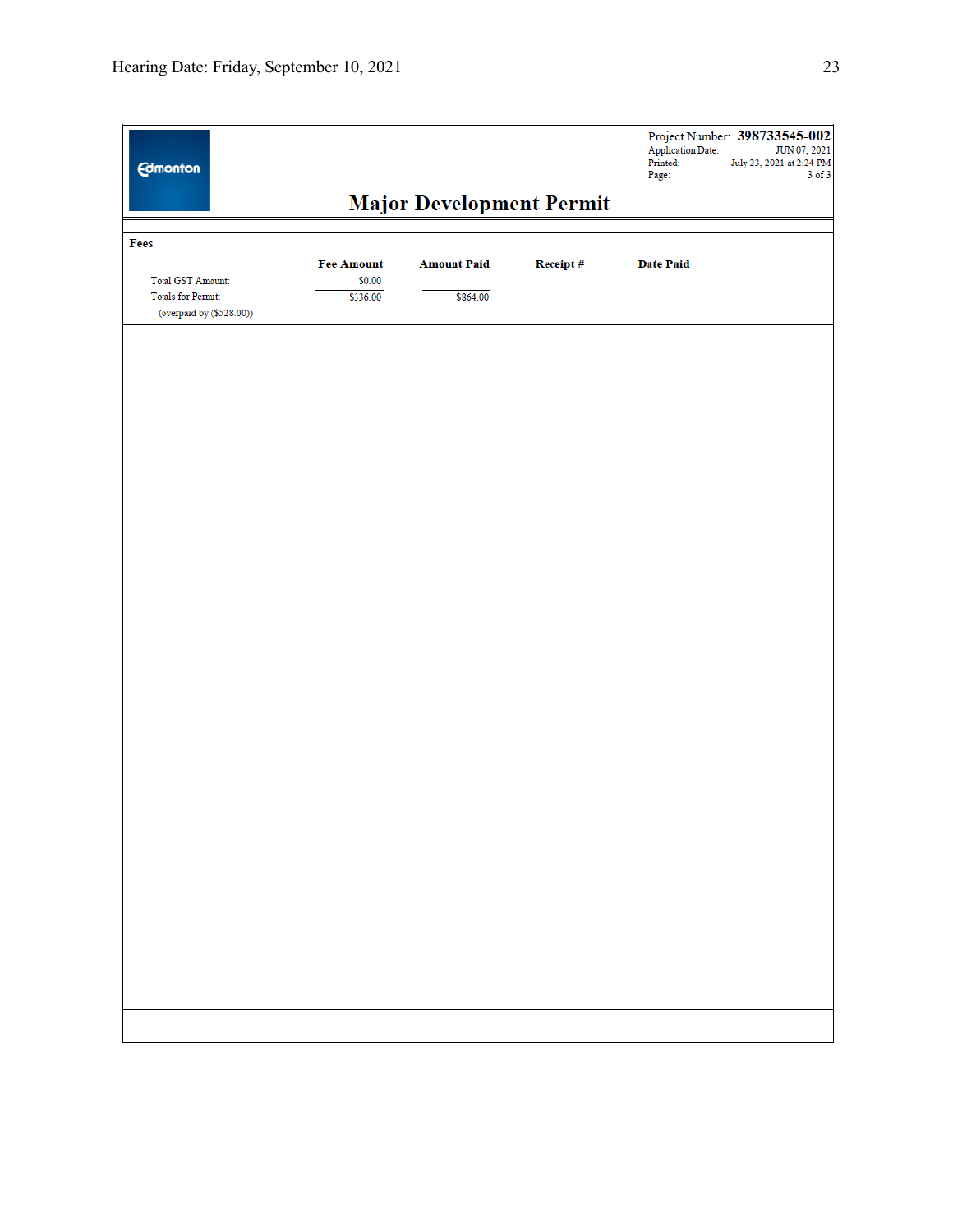Edmonton

Project Number: **398733545-002**
Application Date: JUN 07, 2021
Printed: July 23, 2021 at 2:24 PM
Page: 3 of 3

# Major Development Permit

**Fees**

| | Fee Amount | Amount Paid | Receipt # | Date Paid |
|---|---|---|---|---|
| Total GST Amount: | $0.00 | | | |
| Totals for Permit: | $336.00 | $864.00 | | |
| (overpaid by ($528.00)) | | | | |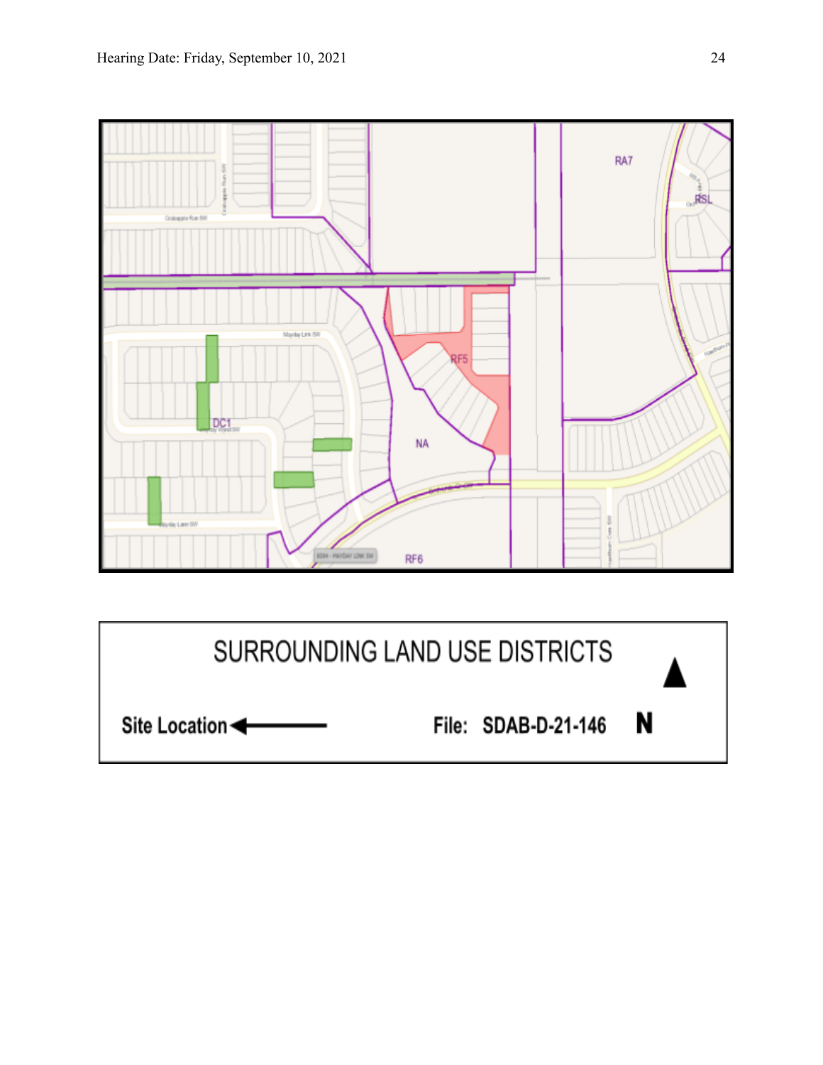RA7

RSL

RF5

DC1

NA

RF6

SURROUNDING LAND USE DISTRICTS

Site Location ←

File: SDAB-D-21-146

N